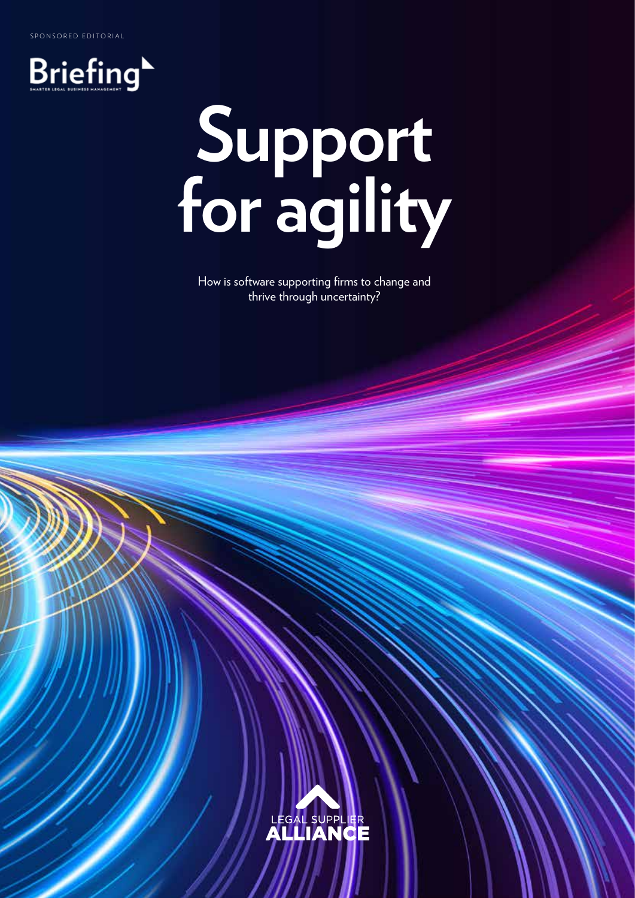SPONSORED EDITORIAL

Briefing

SMARTER LEGAL BUSINESS MANAGEMENT

# Support for agility

How is software supporting firms to change and thrive through uncertainty?

LEGAL SUPPLIER ALLIANCE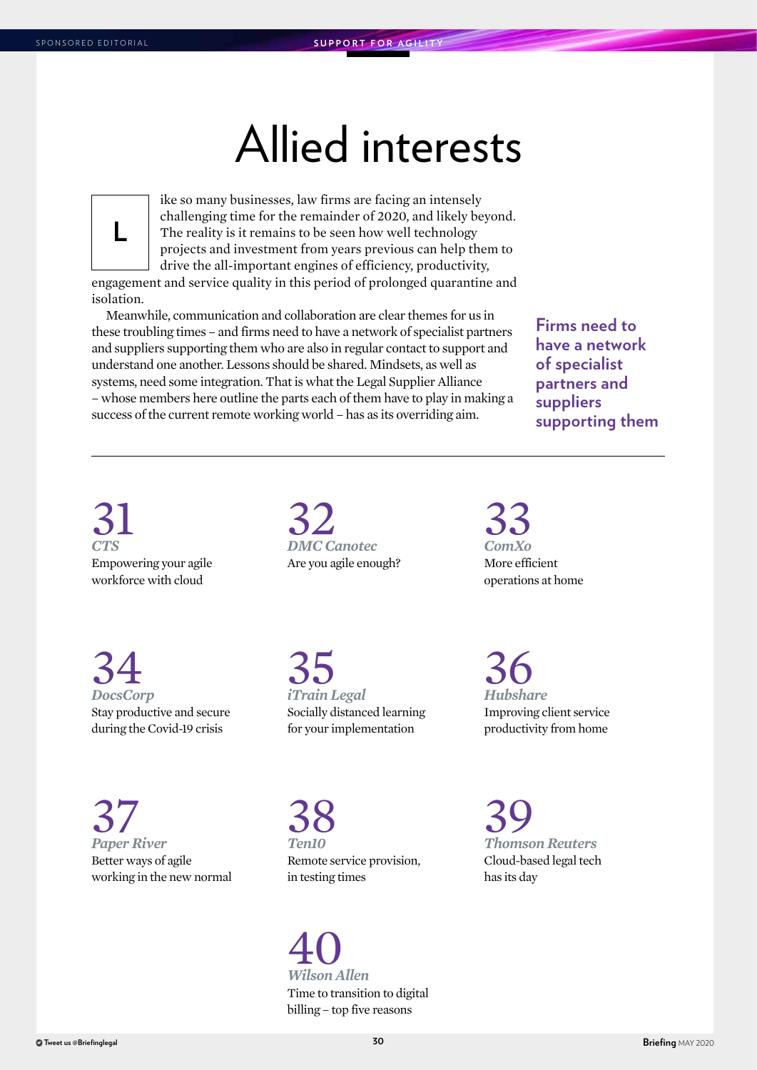# Allied interests

Like so many businesses, law firms are facing an intensely challenging time for the remainder of 2020, and likely beyond. The reality is it remains to be seen how well technology projects and investment from years previous can help them to drive the all-important engines of efficiency, productivity, engagement and service quality in this period of prolonged quarantine and isolation.

Meanwhile, communication and collaboration are clear themes for us in these troubling times – and firms need to have a network of specialist partners and suppliers supporting them who are also in regular contact to support and understand one another. Lessons should be shared. Mindsets, as well as systems, need some integration. That is what the Legal Supplier Alliance – whose members here outline the parts each of them have to play in making a success of the current remote working world – has as its overriding aim.

**Firms need to have a network of specialist partners and suppliers supporting them**

---

**31**
*CTS*
Empowering your agile workforce with cloud

**32**
*DMC Canotec*
Are you agile enough?

**33**
*ComXo*
More efficient operations at home

**34**
*DocsCorp*
Stay productive and secure during the Covid-19 crisis

**35**
*iTrain Legal*
Socially distanced learning for your implementation

**36**
*Hubshare*
Improving client service productivity from home

**37**
*Paper River*
Better ways of agile working in the new normal

**38**
*Ten10*
Remote service provision, in testing times

**39**
*Thomson Reuters*
Cloud-based legal tech has its day

**40**
*Wilson Allen*
Time to transition to digital billing – top five reasons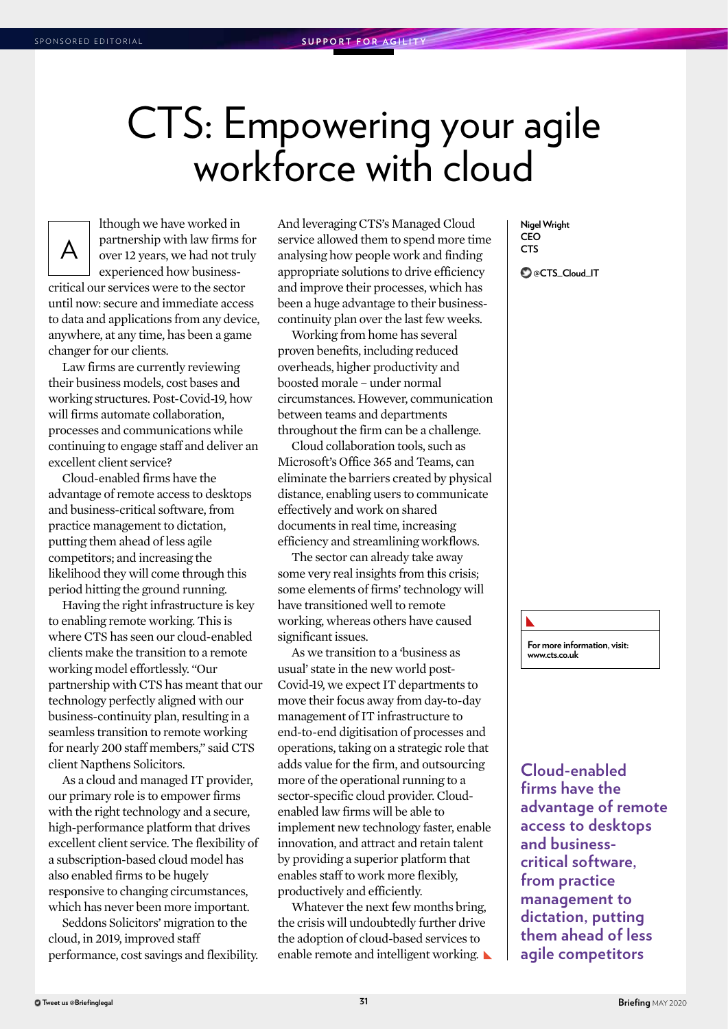# CTS: Empowering your agile workforce with cloud

Although we have worked in partnership with law firms for over 12 years, we had not truly experienced how business-critical our services were to the sector until now: secure and immediate access to data and applications from any device, anywhere, at any time, has been a game changer for our clients.

Law firms are currently reviewing their business models, cost bases and working structures. Post-Covid-19, how will firms automate collaboration, processes and communications while continuing to engage staff and deliver an excellent client service?

Cloud-enabled firms have the advantage of remote access to desktops and business-critical software, from practice management to dictation, putting them ahead of less agile competitors; and increasing the likelihood they will come through this period hitting the ground running.

Having the right infrastructure is key to enabling remote working. This is where CTS has seen our cloud-enabled clients make the transition to a remote working model effortlessly. "Our partnership with CTS has meant that our technology perfectly aligned with our business-continuity plan, resulting in a seamless transition to remote working for nearly 200 staff members," said CTS client Napthens Solicitors.

As a cloud and managed IT provider, our primary role is to empower firms with the right technology and a secure, high-performance platform that drives excellent client service. The flexibility of a subscription-based cloud model has also enabled firms to be hugely responsive to changing circumstances, which has never been more important.

Seddons Solicitors' migration to the cloud, in 2019, improved staff performance, cost savings and flexibility. And leveraging CTS's Managed Cloud service allowed them to spend more time analysing how people work and finding appropriate solutions to drive efficiency and improve their processes, which has been a huge advantage to their business-continuity plan over the last few weeks.

Working from home has several proven benefits, including reduced overheads, higher productivity and boosted morale – under normal circumstances. However, communication between teams and departments throughout the firm can be a challenge.

Cloud collaboration tools, such as Microsoft's Office 365 and Teams, can eliminate the barriers created by physical distance, enabling users to communicate effectively and work on shared documents in real time, increasing efficiency and streamlining workflows.

The sector can already take away some very real insights from this crisis; some elements of firms' technology will have transitioned well to remote working, whereas others have caused significant issues.

As we transition to a 'business as usual' state in the new world post-Covid-19, we expect IT departments to move their focus away from day-to-day management of IT infrastructure to end-to-end digitisation of processes and operations, taking on a strategic role that adds value for the firm, and outsourcing more of the operational running to a sector-specific cloud provider. Cloud-enabled law firms will be able to implement new technology faster, enable innovation, and attract and retain talent by providing a superior platform that enables staff to work more flexibly, productively and efficiently.

Whatever the next few months bring, the crisis will undoubtedly further drive the adoption of cloud-based services to enable remote and intelligent working.

**Nigel Wright**
**CEO**
**CTS**

@CTS_Cloud_IT

**For more information, visit: www.cts.co.uk**

**Cloud-enabled firms have the advantage of remote access to desktops and business-critical software, from practice management to dictation, putting them ahead of less agile competitors**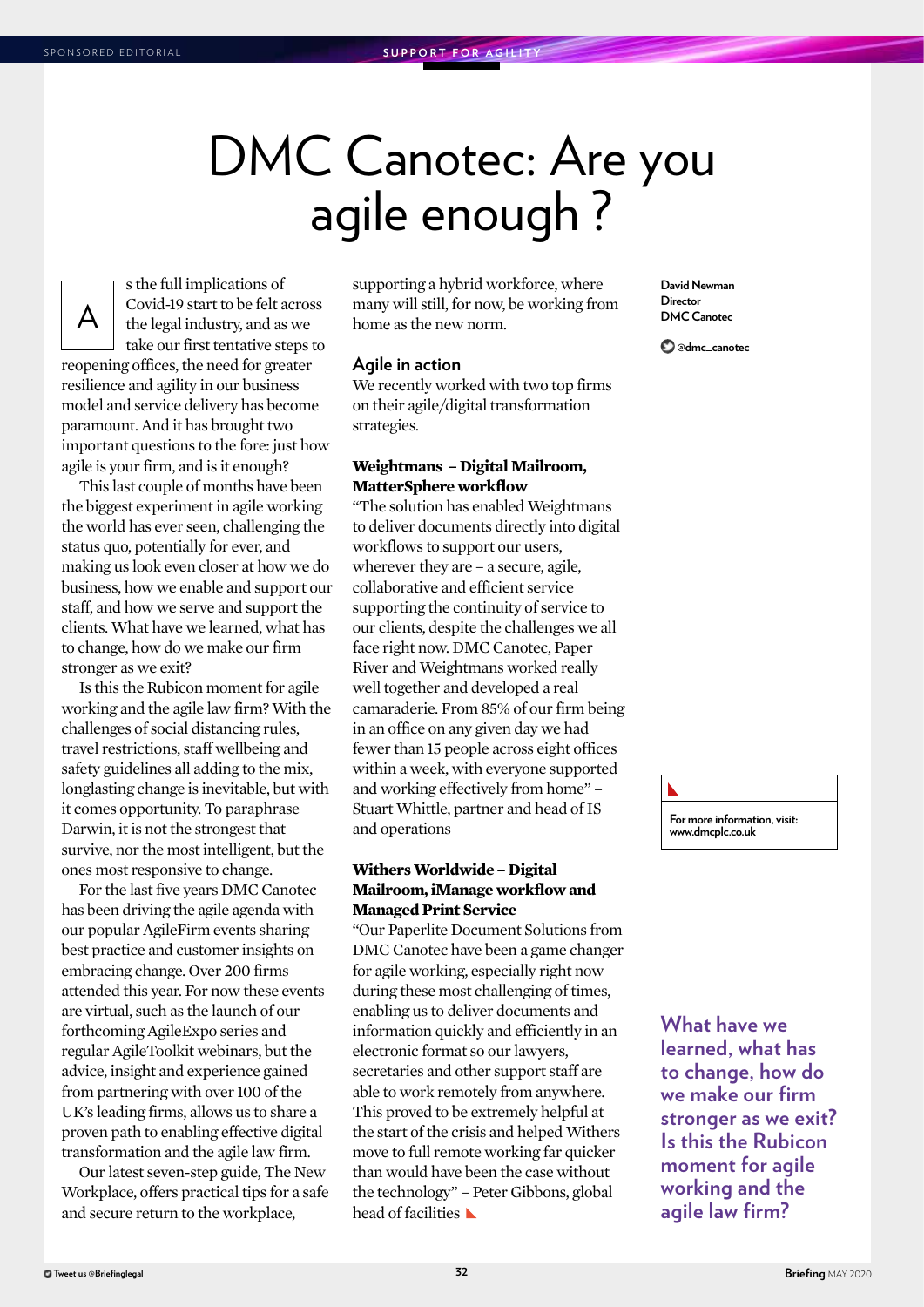# DMC Canotec: Are you agile enough ?

David Newman
Director
DMC Canotec

@dmc_canotec

As the full implications of Covid-19 start to be felt across the legal industry, and as we take our first tentative steps to reopening offices, the need for greater resilience and agility in our business model and service delivery has become paramount. And it has brought two important questions to the fore: just how agile is your firm, and is it enough?

This last couple of months have been the biggest experiment in agile working the world has ever seen, challenging the status quo, potentially for ever, and making us look even closer at how we do business, how we enable and support our staff, and how we serve and support the clients. What have we learned, what has to change, how do we make our firm stronger as we exit?

Is this the Rubicon moment for agile working and the agile law firm? With the challenges of social distancing rules, travel restrictions, staff wellbeing and safety guidelines all adding to the mix, longlasting change is inevitable, but with it comes opportunity. To paraphrase Darwin, it is not the strongest that survive, nor the most intelligent, but the ones most responsive to change.

For the last five years DMC Canotec has been driving the agile agenda with our popular AgileFirm events sharing best practice and customer insights on embracing change. Over 200 firms attended this year. For now these events are virtual, such as the launch of our forthcoming AgileExpo series and regular AgileToolkit webinars, but the advice, insight and experience gained from partnering with over 100 of the UK's leading firms, allows us to share a proven path to enabling effective digital transformation and the agile law firm.

Our latest seven-step guide, The New Workplace, offers practical tips for a safe and secure return to the workplace, supporting a hybrid workforce, where many will still, for now, be working from home as the new norm.

## Agile in action

We recently worked with two top firms on their agile/digital transformation strategies.

**Weightmans – Digital Mailroom, MatterSphere workflow**

"The solution has enabled Weightmans to deliver documents directly into digital workflows to support our users, wherever they are – a secure, agile, collaborative and efficient service supporting the continuity of service to our clients, despite the challenges we all face right now. DMC Canotec, Paper River and Weightmans worked really well together and developed a real camaraderie. From 85% of our firm being in an office on any given day we had fewer than 15 people across eight offices within a week, with everyone supported and working effectively from home" – Stuart Whittle, partner and head of IS and operations

**Withers Worldwide – Digital Mailroom, iManage workflow and Managed Print Service**

"Our Paperlite Document Solutions from DMC Canotec have been a game changer for agile working, especially right now during these most challenging of times, enabling us to deliver documents and information quickly and efficiently in an electronic format so our lawyers, secretaries and other support staff are able to work remotely from anywhere. This proved to be extremely helpful at the start of the crisis and helped Withers move to full remote working far quicker than would have been the case without the technology" – Peter Gibbons, global head of facilities

For more information, visit: www.dmcplc.co.uk

What have we learned, what has to change, how do we make our firm stronger as we exit? Is this the Rubicon moment for agile working and the agile law firm?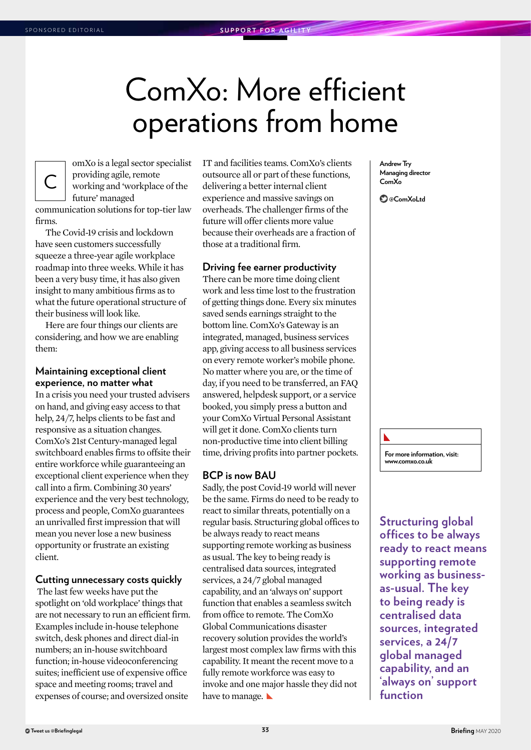# ComXo: More efficient operations from home

ComXo is a legal sector specialist providing agile, remote working and 'workplace of the future' managed communication solutions for top-tier law firms.

The Covid-19 crisis and lockdown have seen customers successfully squeeze a three-year agile workplace roadmap into three weeks. While it has been a very busy time, it has also given insight to many ambitious firms as to what the future operational structure of their business will look like.

Here are four things our clients are considering, and how we are enabling them:

### Maintaining exceptional client experience, no matter what

In a crisis you need your trusted advisers on hand, and giving easy access to that help, 24/7, helps clients to be fast and responsive as a situation changes. ComXo's 21st Century-managed legal switchboard enables firms to offsite their entire workforce while guaranteeing an exceptional client experience when they call into a firm. Combining 30 years' experience and the very best technology, process and people, ComXo guarantees an unrivalled first impression that will mean you never lose a new business opportunity or frustrate an existing client.

### Cutting unnecessary costs quickly

The last few weeks have put the spotlight on 'old workplace' things that are not necessary to run an efficient firm. Examples include in-house telephone switch, desk phones and direct dial-in numbers; an in-house switchboard function; in-house videoconferencing suites; inefficient use of expensive office space and meeting rooms; travel and expenses of course; and oversized onsite IT and facilities teams. ComXo's clients outsource all or part of these functions, delivering a better internal client experience and massive savings on overheads. The challenger firms of the future will offer clients more value because their overheads are a fraction of those at a traditional firm.

### Driving fee earner productivity

There can be more time doing client work and less time lost to the frustration of getting things done. Every six minutes saved sends earnings straight to the bottom line. ComXo's Gateway is an integrated, managed, business services app, giving access to all business services on every remote worker's mobile phone. No matter where you are, or the time of day, if you need to be transferred, an FAQ answered, helpdesk support, or a service booked, you simply press a button and your ComXo Virtual Personal Assistant will get it done. ComXo clients turn non-productive time into client billing time, driving profits into partner pockets.

### BCP is now BAU

Sadly, the post Covid-19 world will never be the same. Firms do need to be ready to react to similar threats, potentially on a regular basis. Structuring global offices to be always ready to react means supporting remote working as business as usual. The key to being ready is centralised data sources, integrated services, a 24/7 global managed capability, and an 'always on' support function that enables a seamless switch from office to remote. The ComXo Global Communications disaster recovery solution provides the world's largest most complex law firms with this capability. It meant the recent move to a fully remote workforce was easy to invoke and one major hassle they did not have to manage.

**Andrew Try**
**Managing director**
**ComXo**

**@ComXoLtd**

**For more information, visit:**
**www.comxo.co.uk**

**Structuring global offices to be always ready to react means supporting remote working as business-as-usual. The key to being ready is centralised data sources, integrated services, a 24/7 global managed capability, and an 'always on' support function**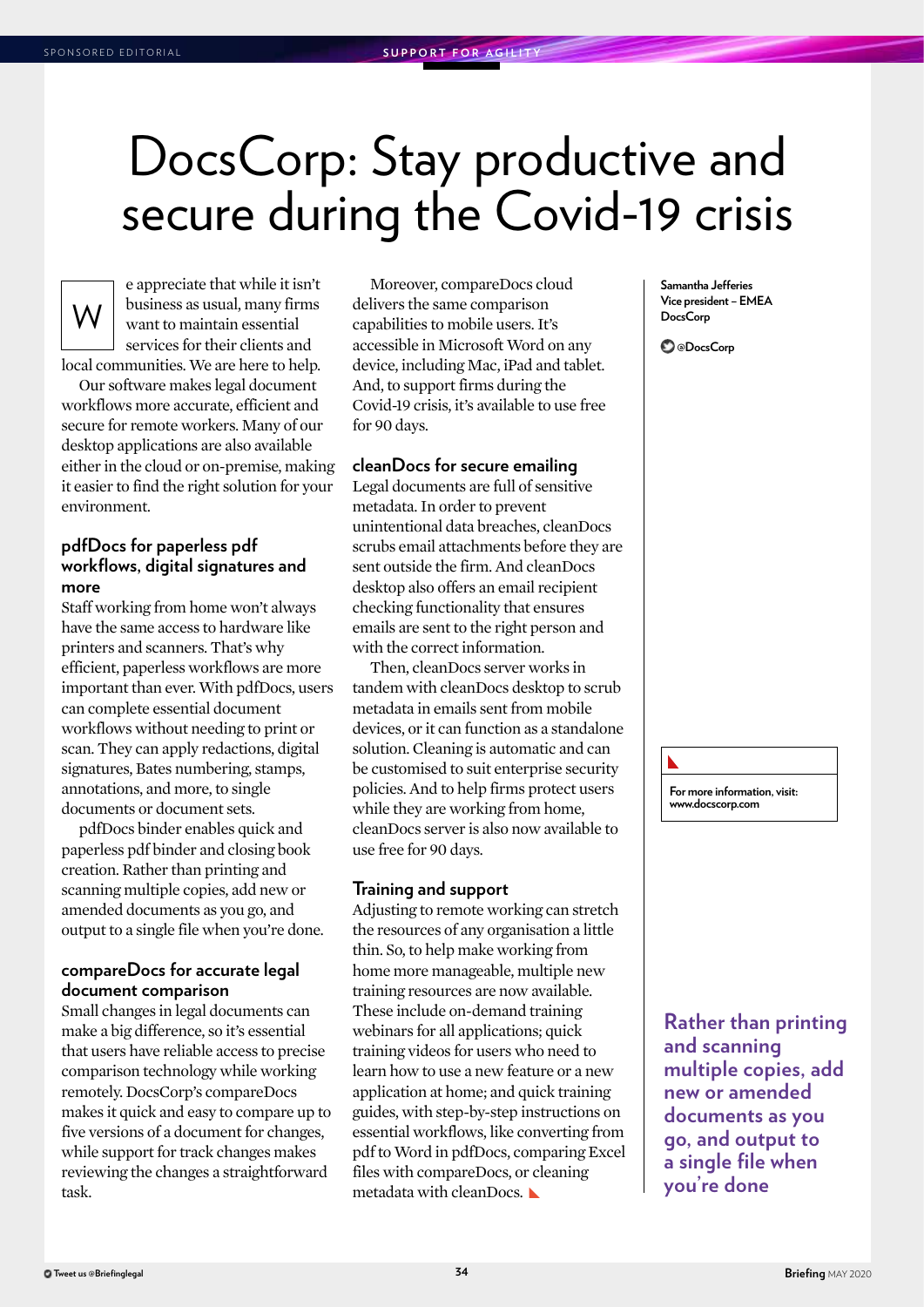SPONSORED EDITORIAL

# DocsCorp: Stay productive and secure during the Covid-19 crisis

We appreciate that while it isn't business as usual, many firms want to maintain essential services for their clients and local communities. We are here to help.

Our software makes legal document workflows more accurate, efficient and secure for remote workers. Many of our desktop applications are also available either in the cloud or on-premise, making it easier to find the right solution for your environment.

## pdfDocs for paperless pdf workflows, digital signatures and more

Staff working from home won't always have the same access to hardware like printers and scanners. That's why efficient, paperless workflows are more important than ever. With pdfDocs, users can complete essential document workflows without needing to print or scan. They can apply redactions, digital signatures, Bates numbering, stamps, annotations, and more, to single documents or document sets.

pdfDocs binder enables quick and paperless pdf binder and closing book creation. Rather than printing and scanning multiple copies, add new or amended documents as you go, and output to a single file when you're done.

## compareDocs for accurate legal document comparison

Small changes in legal documents can make a big difference, so it's essential that users have reliable access to precise comparison technology while working remotely. DocsCorp's compareDocs makes it quick and easy to compare up to five versions of a document for changes, while support for track changes makes reviewing the changes a straightforward task.

Moreover, compareDocs cloud delivers the same comparison capabilities to mobile users. It's accessible in Microsoft Word on any device, including Mac, iPad and tablet. And, to support firms during the Covid-19 crisis, it's available to use free for 90 days.

## cleanDocs for secure emailing

Legal documents are full of sensitive metadata. In order to prevent unintentional data breaches, cleanDocs scrubs email attachments before they are sent outside the firm. And cleanDocs desktop also offers an email recipient checking functionality that ensures emails are sent to the right person and with the correct information.

Then, cleanDocs server works in tandem with cleanDocs desktop to scrub metadata in emails sent from mobile devices, or it can function as a standalone solution. Cleaning is automatic and can be customised to suit enterprise security policies. And to help firms protect users while they are working from home, cleanDocs server is also now available to use free for 90 days.

## Training and support

Adjusting to remote working can stretch the resources of any organisation a little thin. So, to help make working from home more manageable, multiple new training resources are now available. These include on-demand training webinars for all applications; quick training videos for users who need to learn how to use a new feature or a new application at home; and quick training guides, with step-by-step instructions on essential workflows, like converting from pdf to Word in pdfDocs, comparing Excel files with compareDocs, or cleaning metadata with cleanDocs.

**Samantha Jefferies**
**Vice president – EMEA**
**DocsCorp**

**@DocsCorp**

**For more information, visit: www.docscorp.com**

**Rather than printing and scanning multiple copies, add new or amended documents as you go, and output to a single file when you're done**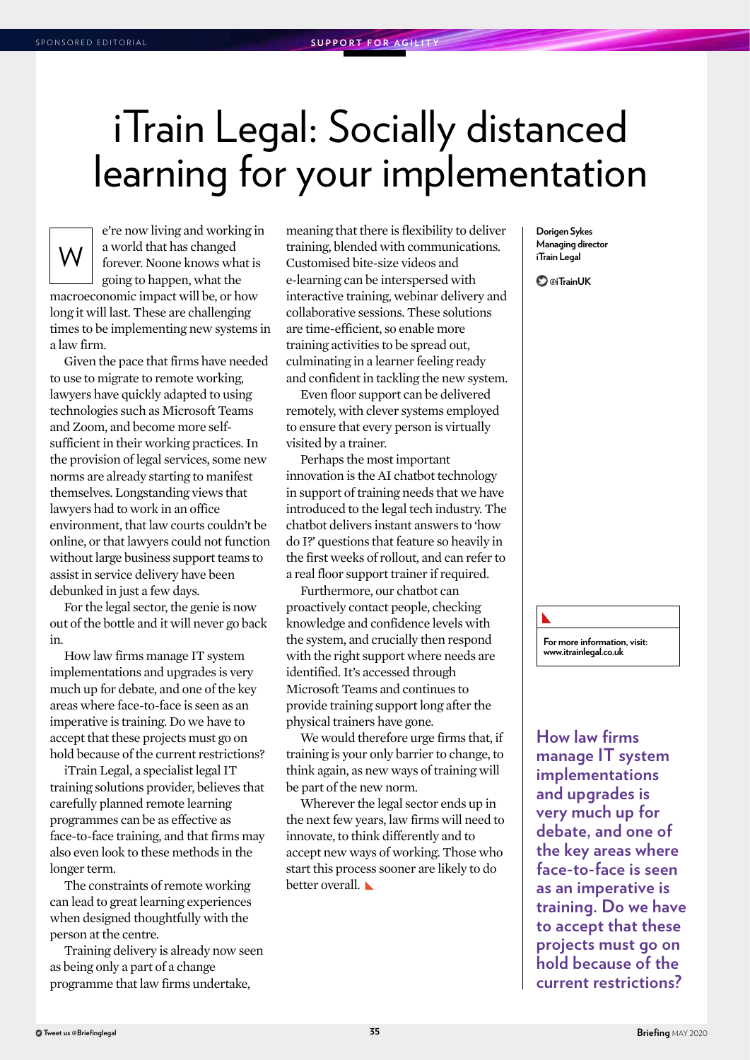# iTrain Legal: Socially distanced learning for your implementation

**Dorigen Sykes**
**Managing director**
**iTrain Legal**

@iTrainUK

We're now living and working in a world that has changed forever. Noone knows what is going to happen, what the macroeconomic impact will be, or how long it will last. These are challenging times to be implementing new systems in a law firm.

Given the pace that firms have needed to use to migrate to remote working, lawyers have quickly adapted to using technologies such as Microsoft Teams and Zoom, and become more self-sufficient in their working practices. In the provision of legal services, some new norms are already starting to manifest themselves. Longstanding views that lawyers had to work in an office environment, that law courts couldn't be online, or that lawyers could not function without large business support teams to assist in service delivery have been debunked in just a few days.

For the legal sector, the genie is now out of the bottle and it will never go back in.

How law firms manage IT system implementations and upgrades is very much up for debate, and one of the key areas where face-to-face is seen as an imperative is training. Do we have to accept that these projects must go on hold because of the current restrictions?

iTrain Legal, a specialist legal IT training solutions provider, believes that carefully planned remote learning programmes can be as effective as face-to-face training, and that firms may also even look to these methods in the longer term.

The constraints of remote working can lead to great learning experiences when designed thoughtfully with the person at the centre.

Training delivery is already now seen as being only a part of a change programme that law firms undertake, meaning that there is flexibility to deliver training, blended with communications. Customised bite-size videos and e-learning can be interspersed with interactive training, webinar delivery and collaborative sessions. These solutions are time-efficient, so enable more training activities to be spread out, culminating in a learner feeling ready and confident in tackling the new system.

Even floor support can be delivered remotely, with clever systems employed to ensure that every person is virtually visited by a trainer.

Perhaps the most important innovation is the AI chatbot technology in support of training needs that we have introduced to the legal tech industry. The chatbot delivers instant answers to 'how do I?' questions that feature so heavily in the first weeks of rollout, and can refer to a real floor support trainer if required.

Furthermore, our chatbot can proactively contact people, checking knowledge and confidence levels with the system, and crucially then respond with the right support where needs are identified. It's accessed through Microsoft Teams and continues to provide training support long after the physical trainers have gone.

We would therefore urge firms that, if training is your only barrier to change, to think again, as new ways of training will be part of the new norm.

Wherever the legal sector ends up in the next few years, law firms will need to innovate, to think differently and to accept new ways of working. Those who start this process sooner are likely to do better overall.

**For more information, visit: www.itrainlegal.co.uk**

**How law firms manage IT system implementations and upgrades is very much up for debate, and one of the key areas where face-to-face is seen as an imperative is training. Do we have to accept that these projects must go on hold because of the current restrictions?**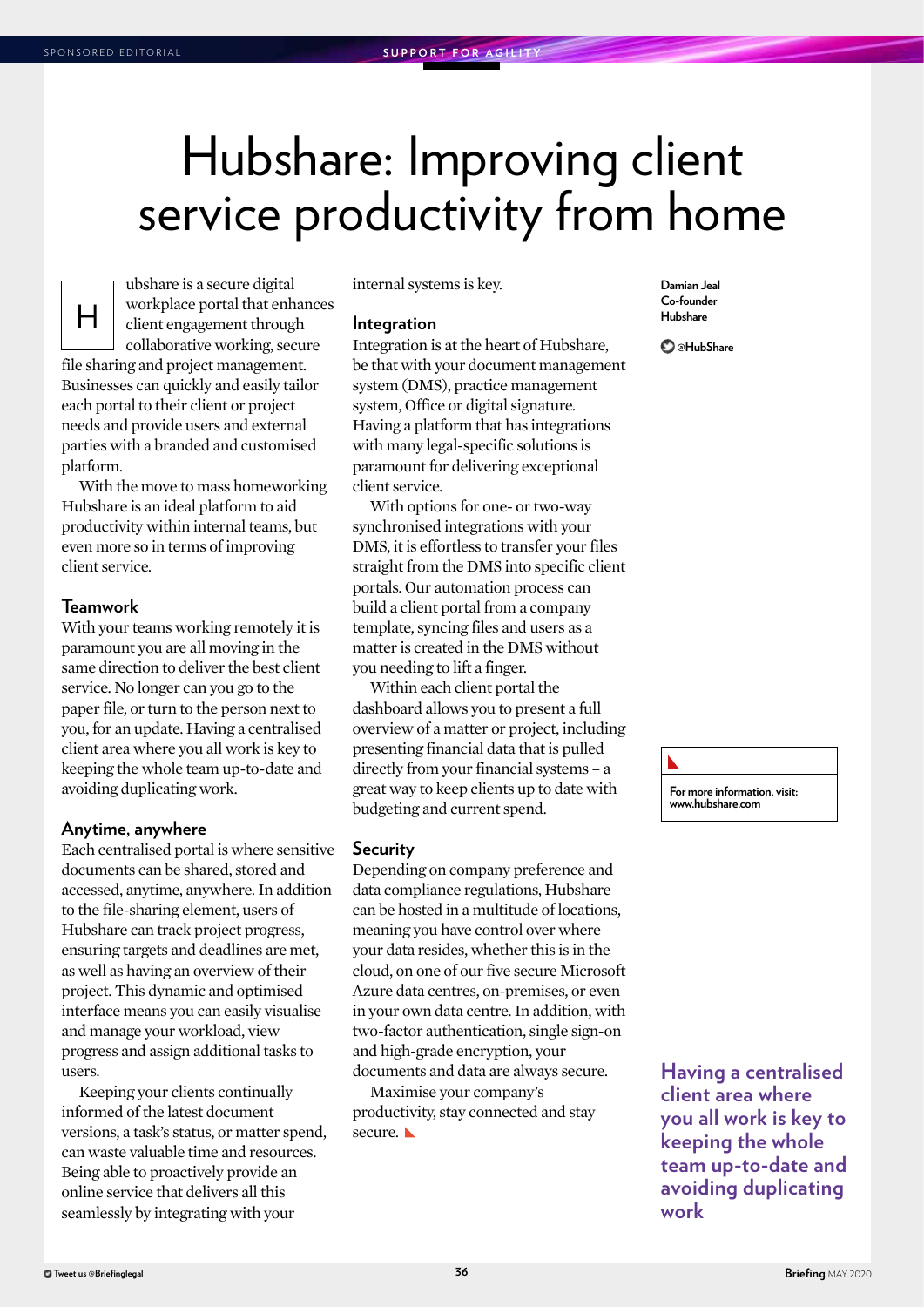# Hubshare: Improving client service productivity from home

Damian Jeal
Co-founder
Hubshare

@HubShare

Hubshare is a secure digital workplace portal that enhances client engagement through collaborative working, secure file sharing and project management. Businesses can quickly and easily tailor each portal to their client or project needs and provide users and external parties with a branded and customised platform.

With the move to mass homeworking Hubshare is an ideal platform to aid productivity within internal teams, but even more so in terms of improving client service.

## Teamwork

With your teams working remotely it is paramount you are all moving in the same direction to deliver the best client service. No longer can you go to the paper file, or turn to the person next to you, for an update. Having a centralised client area where you all work is key to keeping the whole team up-to-date and avoiding duplicating work.

## Anytime, anywhere

Each centralised portal is where sensitive documents can be shared, stored and accessed, anytime, anywhere. In addition to the file-sharing element, users of Hubshare can track project progress, ensuring targets and deadlines are met, as well as having an overview of their project. This dynamic and optimised interface means you can easily visualise and manage your workload, view progress and assign additional tasks to users.

Keeping your clients continually informed of the latest document versions, a task's status, or matter spend, can waste valuable time and resources. Being able to proactively provide an online service that delivers all this seamlessly by integrating with your internal systems is key.

## Integration

Integration is at the heart of Hubshare, be that with your document management system (DMS), practice management system, Office or digital signature. Having a platform that has integrations with many legal-specific solutions is paramount for delivering exceptional client service.

With options for one- or two-way synchronised integrations with your DMS, it is effortless to transfer your files straight from the DMS into specific client portals. Our automation process can build a client portal from a company template, syncing files and users as a matter is created in the DMS without you needing to lift a finger.

Within each client portal the dashboard allows you to present a full overview of a matter or project, including presenting financial data that is pulled directly from your financial systems – a great way to keep clients up to date with budgeting and current spend.

## Security

Depending on company preference and data compliance regulations, Hubshare can be hosted in a multitude of locations, meaning you have control over where your data resides, whether this is in the cloud, on one of our five secure Microsoft Azure data centres, on-premises, or even in your own data centre. In addition, with two-factor authentication, single sign-on and high-grade encryption, your documents and data are always secure.

Maximise your company's productivity, stay connected and stay secure.

**For more information, visit: www.hubshare.com**

**Having a centralised client area where you all work is key to keeping the whole team up-to-date and avoiding duplicating work**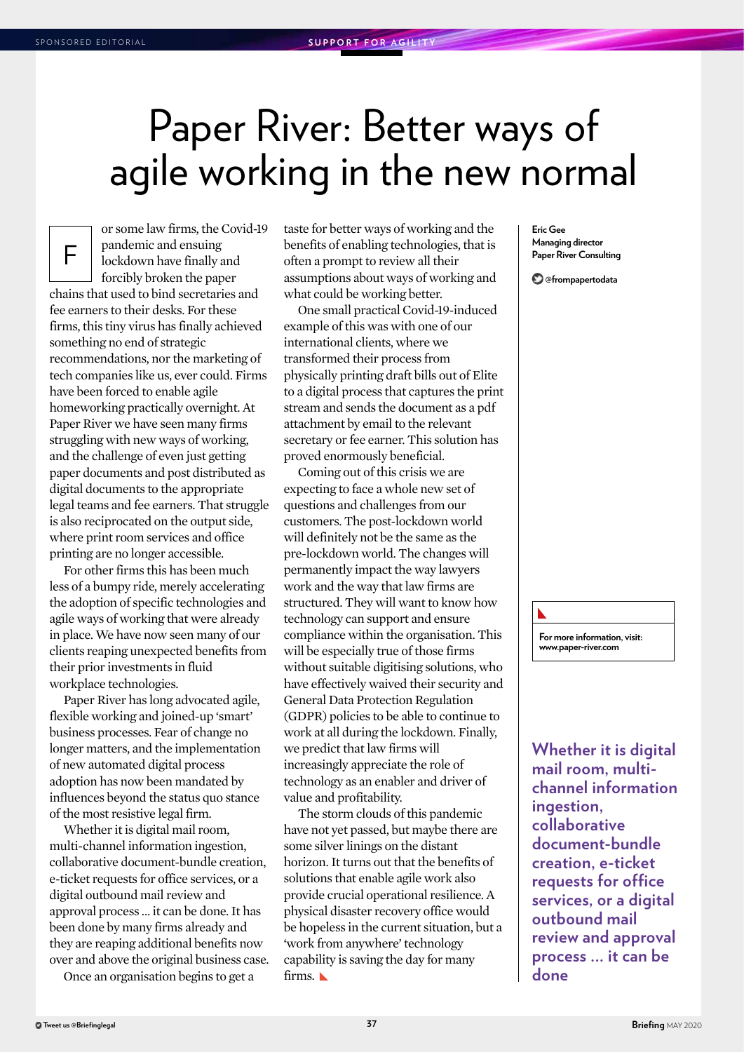# Paper River: Better ways of agile working in the new normal

Eric Gee
Managing director
Paper River Consulting

@frompapertodata

For some law firms, the Covid-19 pandemic and ensuing lockdown have finally and forcibly broken the paper chains that used to bind secretaries and fee earners to their desks. For these firms, this tiny virus has finally achieved something no end of strategic recommendations, nor the marketing of tech companies like us, ever could. Firms have been forced to enable agile homeworking practically overnight. At Paper River we have seen many firms struggling with new ways of working, and the challenge of even just getting paper documents and post distributed as digital documents to the appropriate legal teams and fee earners. That struggle is also reciprocated on the output side, where print room services and office printing are no longer accessible.

For other firms this has been much less of a bumpy ride, merely accelerating the adoption of specific technologies and agile ways of working that were already in place. We have now seen many of our clients reaping unexpected benefits from their prior investments in fluid workplace technologies.

Paper River has long advocated agile, flexible working and joined-up 'smart' business processes. Fear of change no longer matters, and the implementation of new automated digital process adoption has now been mandated by influences beyond the status quo stance of the most resistive legal firm.

Whether it is digital mail room, multi-channel information ingestion, collaborative document-bundle creation, e-ticket requests for office services, or a digital outbound mail review and approval process ... it can be done. It has been done by many firms already and they are reaping additional benefits now over and above the original business case.

Once an organisation begins to get a taste for better ways of working and the benefits of enabling technologies, that is often a prompt to review all their assumptions about ways of working and what could be working better.

One small practical Covid-19-induced example of this was with one of our international clients, where we transformed their process from physically printing draft bills out of Elite to a digital process that captures the print stream and sends the document as a pdf attachment by email to the relevant secretary or fee earner. This solution has proved enormously beneficial.

Coming out of this crisis we are expecting to face a whole new set of questions and challenges from our customers. The post-lockdown world will definitely not be the same as the pre-lockdown world. The changes will permanently impact the way lawyers work and the way that law firms are structured. They will want to know how technology can support and ensure compliance within the organisation. This will be especially true of those firms without suitable digitising solutions, who have effectively waived their security and General Data Protection Regulation (GDPR) policies to be able to continue to work at all during the lockdown. Finally, we predict that law firms will increasingly appreciate the role of technology as an enabler and driver of value and profitability.

The storm clouds of this pandemic have not yet passed, but maybe there are some silver linings on the distant horizon. It turns out that the benefits of solutions that enable agile work also provide crucial operational resilience. A physical disaster recovery office would be hopeless in the current situation, but a 'work from anywhere' technology capability is saving the day for many firms.

For more information, visit: www.paper-river.com

**Whether it is digital mail room, multi-channel information ingestion, collaborative document-bundle creation, e-ticket requests for office services, or a digital outbound mail review and approval process ... it can be done**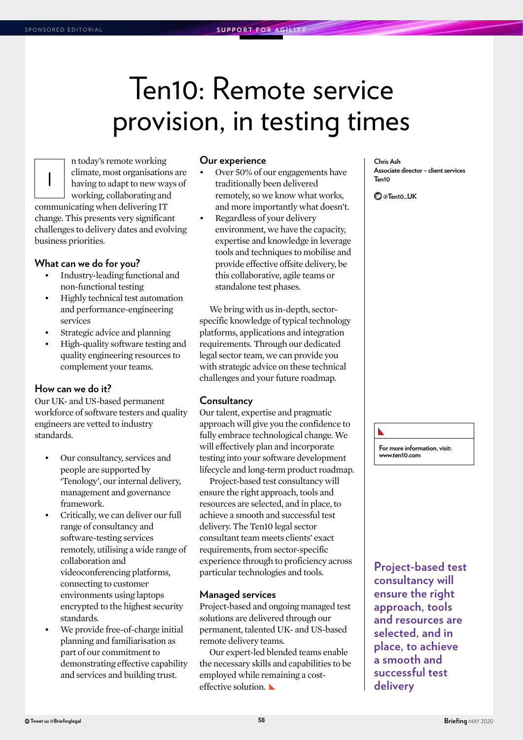SPONSORED EDITORIAL

SUPPORT FOR AGILITY

# Ten10: Remote service provision, in testing times

In today's remote working climate, most organisations are having to adapt to new ways of working, collaborating and communicating when delivering IT change. This presents very significant challenges to delivery dates and evolving business priorities.

## What can we do for you?

- Industry-leading functional and non-functional testing
- Highly technical test automation and performance-engineering services
- Strategic advice and planning
- High-quality software testing and quality engineering resources to complement your teams.

## How can we do it?

Our UK- and US-based permanent workforce of software testers and quality engineers are vetted to industry standards.

- Our consultancy, services and people are supported by 'Tenology', our internal delivery, management and governance framework.
- Critically, we can deliver our full range of consultancy and software-testing services remotely, utilising a wide range of collaboration and videoconferencing platforms, connecting to customer environments using laptops encrypted to the highest security standards.
- We provide free-of-charge initial planning and familiarisation as part of our commitment to demonstrating effective capability and services and building trust.

## Our experience

- Over 50% of our engagements have traditionally been delivered remotely, so we know what works, and more importantly what doesn't.
- Regardless of your delivery environment, we have the capacity, expertise and knowledge in leverage tools and techniques to mobilise and provide effective offsite delivery, be this collaborative, agile teams or standalone test phases.

We bring with us in-depth, sector-specific knowledge of typical technology platforms, applications and integration requirements. Through our dedicated legal sector team, we can provide you with strategic advice on these technical challenges and your future roadmap.

## Consultancy

Our talent, expertise and pragmatic approach will give you the confidence to fully embrace technological change. We will effectively plan and incorporate testing into your software development lifecycle and long-term product roadmap.

Project-based test consultancy will ensure the right approach, tools and resources are selected, and in place, to achieve a smooth and successful test delivery. The Ten10 legal sector consultant team meets clients' exact requirements, from sector-specific experience through to proficiency across particular technologies and tools.

## Managed services

Project-based and ongoing managed test solutions are delivered through our permanent, talented UK- and US-based remote delivery teams.

Our expert-led blended teams enable the necessary skills and capabilities to be employed while remaining a cost-effective solution.

**Chris Ash**
**Associate director – client services**
**Ten10**

@Ten10_UK

**For more information, visit: www.ten10.com**

**Project-based test consultancy will ensure the right approach, tools and resources are selected, and in place, to achieve a smooth and successful test delivery**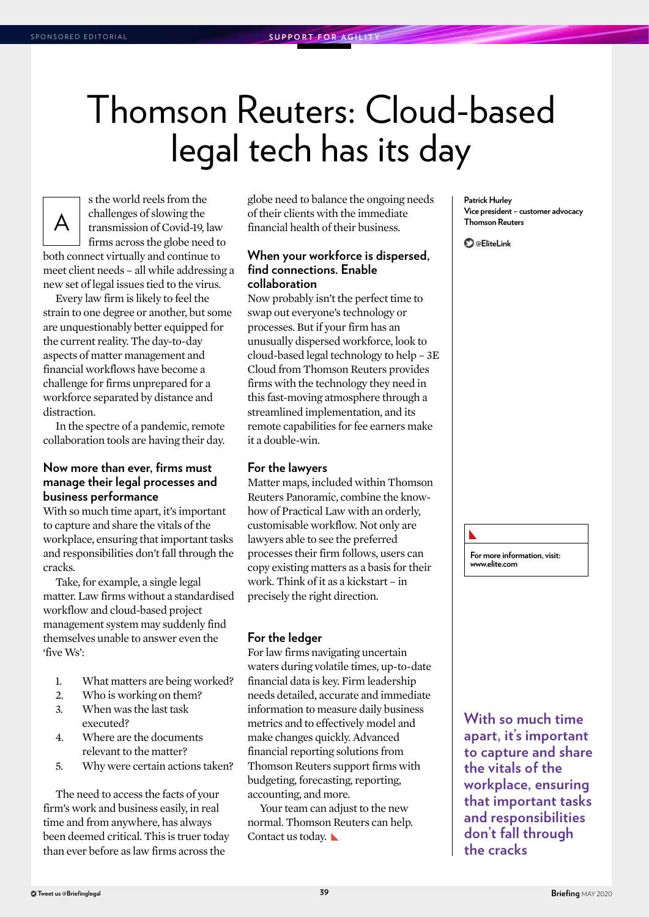# Thomson Reuters: Cloud-based legal tech has its day

As the world reels from the challenges of slowing the transmission of Covid-19, law firms across the globe need to both connect virtually and continue to meet client needs – all while addressing a new set of legal issues tied to the virus.

Every law firm is likely to feel the strain to one degree or another, but some are unquestionably better equipped for the current reality. The day-to-day aspects of matter management and financial workflows have become a challenge for firms unprepared for a workforce separated by distance and distraction.

In the spectre of a pandemic, remote collaboration tools are having their day.

### Now more than ever, firms must manage their legal processes and business performance

With so much time apart, it's important to capture and share the vitals of the workplace, ensuring that important tasks and responsibilities don't fall through the cracks.

Take, for example, a single legal matter. Law firms without a standardised workflow and cloud-based project management system may suddenly find themselves unable to answer even the 'five Ws':

1. What matters are being worked?
2. Who is working on them?
3. When was the last task executed?
4. Where are the documents relevant to the matter?
5. Why were certain actions taken?

The need to access the facts of your firm's work and business easily, in real time and from anywhere, has always been deemed critical. This is truer today than ever before as law firms across the globe need to balance the ongoing needs of their clients with the immediate financial health of their business.

### When your workforce is dispersed, find connections. Enable collaboration

Now probably isn't the perfect time to swap out everyone's technology or processes. But if your firm has an unusually dispersed workforce, look to cloud-based legal technology to help – 3E Cloud from Thomson Reuters provides firms with the technology they need in this fast-moving atmosphere through a streamlined implementation, and its remote capabilities for fee earners make it a double-win.

### For the lawyers

Matter maps, included within Thomson Reuters Panoramic, combine the know-how of Practical Law with an orderly, customisable workflow. Not only are lawyers able to see the preferred processes their firm follows, users can copy existing matters as a basis for their work. Think of it as a kickstart – in precisely the right direction.

### For the ledger

For law firms navigating uncertain waters during volatile times, up-to-date financial data is key. Firm leadership needs detailed, accurate and immediate information to measure daily business metrics and to effectively model and make changes quickly. Advanced financial reporting solutions from Thomson Reuters support firms with budgeting, forecasting, reporting, accounting, and more.

Your team can adjust to the new normal. Thomson Reuters can help. Contact us today.

**Patrick Hurley**
**Vice president – customer advocacy**
**Thomson Reuters**

**@EliteLink**

**For more information, visit: www.elite.com**

**With so much time apart, it's important to capture and share the vitals of the workplace, ensuring that important tasks and responsibilities don't fall through the cracks**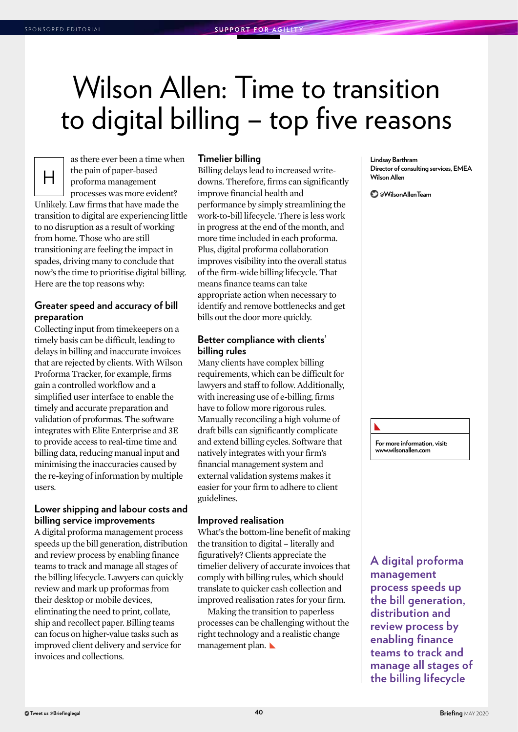SPONSORED EDITORIAL

# Wilson Allen: Time to transition to digital billing – top five reasons

Has there ever been a time when the pain of paper-based proforma management processes was more evident? Unlikely. Law firms that have made the transition to digital are experiencing little to no disruption as a result of working from home. Those who are still transitioning are feeling the impact in spades, driving many to conclude that now's the time to prioritise digital billing. Here are the top reasons why:

## Greater speed and accuracy of bill preparation

Collecting input from timekeepers on a timely basis can be difficult, leading to delays in billing and inaccurate invoices that are rejected by clients. With Wilson Proforma Tracker, for example, firms gain a controlled workflow and a simplified user interface to enable the timely and accurate preparation and validation of proformas. The software integrates with Elite Enterprise and 3E to provide access to real-time time and billing data, reducing manual input and minimising the inaccuracies caused by the re-keying of information by multiple users.

## Lower shipping and labour costs and billing service improvements

A digital proforma management process speeds up the bill generation, distribution and review process by enabling finance teams to track and manage all stages of the billing lifecycle. Lawyers can quickly review and mark up proformas from their desktop or mobile devices, eliminating the need to print, collate, ship and recollect paper. Billing teams can focus on higher-value tasks such as improved client delivery and service for invoices and collections.

## Timelier billing

Billing delays lead to increased write-downs. Therefore, firms can significantly improve financial health and performance by simply streamlining the work-to-bill lifecycle. There is less work in progress at the end of the month, and more time included in each proforma. Plus, digital proforma collaboration improves visibility into the overall status of the firm-wide billing lifecycle. That means finance teams can take appropriate action when necessary to identify and remove bottlenecks and get bills out the door more quickly.

## Better compliance with clients' billing rules

Many clients have complex billing requirements, which can be difficult for lawyers and staff to follow. Additionally, with increasing use of e-billing, firms have to follow more rigorous rules. Manually reconciling a high volume of draft bills can significantly complicate and extend billing cycles. Software that natively integrates with your firm's financial management system and external validation systems makes it easier for your firm to adhere to client guidelines.

## Improved realisation

What's the bottom-line benefit of making the transition to digital – literally and figuratively? Clients appreciate the timelier delivery of accurate invoices that comply with billing rules, which should translate to quicker cash collection and improved realisation rates for your firm.

Making the transition to paperless processes can be challenging without the right technology and a realistic change management plan.

**Lindsay Barthram**
**Director of consulting services, EMEA**
**Wilson Allen**

**@WilsonAllenTeam**

**For more information, visit: www.wilsonallen.com**

**A digital proforma management process speeds up the bill generation, distribution and review process by enabling finance teams to track and manage all stages of the billing lifecycle**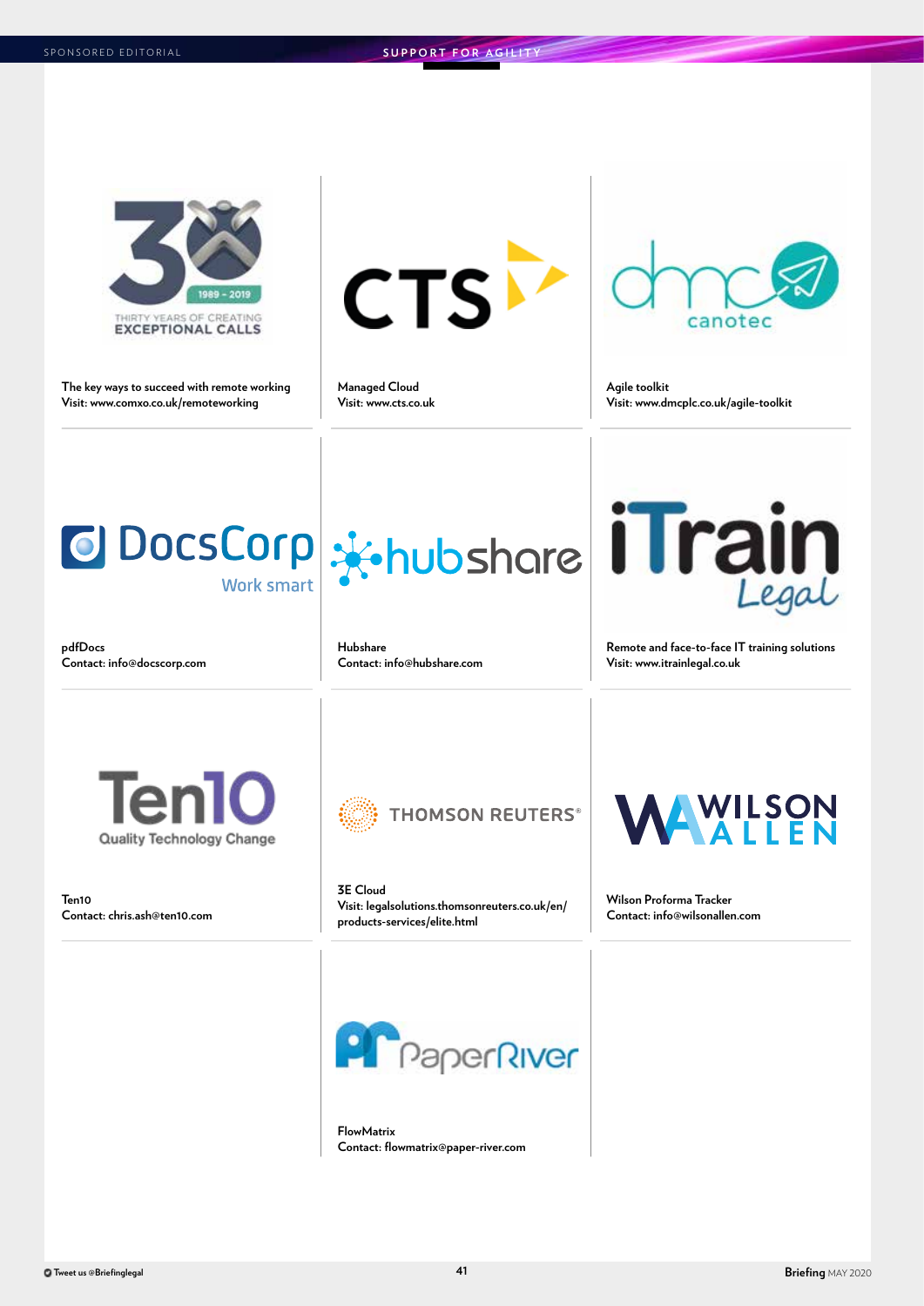The key ways to succeed with remote working
Visit: www.comxo.co.uk/remoteworking

Managed Cloud
Visit: www.cts.co.uk

Agile toolkit
Visit: www.dmcplc.co.uk/agile-toolkit

pdfDocs
Contact: info@docscorp.com

Hubshare
Contact: info@hubshare.com

Remote and face-to-face IT training solutions
Visit: www.itrainlegal.co.uk

Ten10
Contact: chris.ash@ten10.com

3E Cloud
Visit: legalsolutions.thomsonreuters.co.uk/en/products-services/elite.html

Wilson Proforma Tracker
Contact: info@wilsonallen.com

FlowMatrix
Contact: flowmatrix@paper-river.com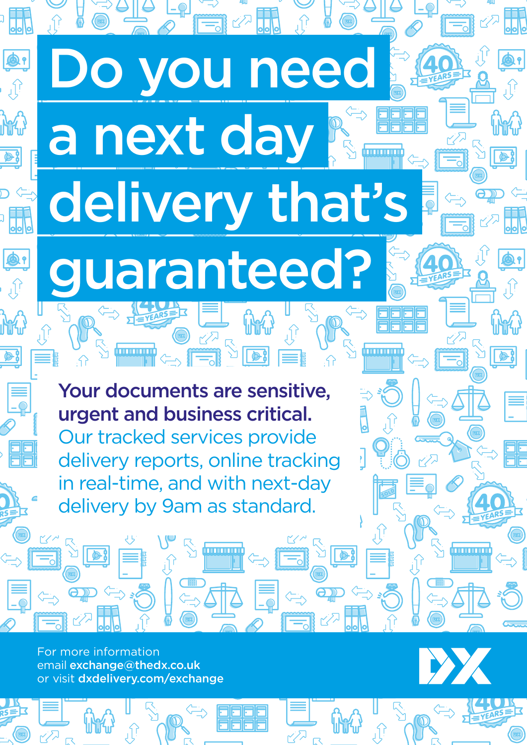# Do you need a next day delivery that's guaranteed?

**Your documents are sensitive, urgent and business critical.**
Our tracked services provide delivery reports, online tracking in real-time, and with next-day delivery by 9am as standard.

For more information
email **exchange@thedx.co.uk**
or visit **dxdelivery.com/exchange**